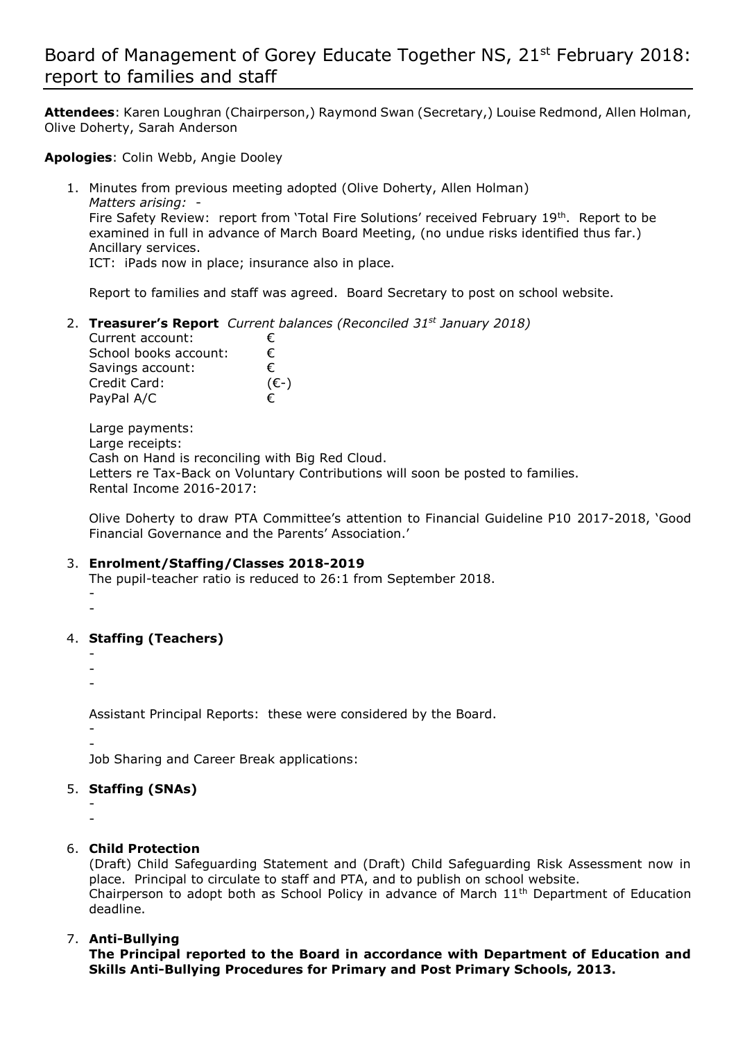# Board of Management of Gorey Educate Together NS, 21st February 2018: report to families and staff

**Attendees**: Karen Loughran (Chairperson,) Raymond Swan (Secretary,) Louise Redmond, Allen Holman, Olive Doherty, Sarah Anderson

**Apologies**: Colin Webb, Angie Dooley

1. Minutes from previous meeting adopted (Olive Doherty, Allen Holman)
   *Matters arising:* -
   Fire Safety Review: report from 'Total Fire Solutions' received February 19th. Report to be examined in full in advance of March Board Meeting, (no undue risks identified thus far.)
   Ancillary services.
   ICT: iPads now in place; insurance also in place.

   Report to families and staff was agreed. Board Secretary to post on school website.

2. **Treasurer's Report** *Current balances (Reconciled 31st January 2018)*

   | | |
   |---|---|
   | Current account: | € |
   | School books account: | € |
   | Savings account: | € |
   | Credit Card: | (€-) |
   | PayPal A/C | € |

   Large payments:
   Large receipts:
   Cash on Hand is reconciling with Big Red Cloud.
   Letters re Tax-Back on Voluntary Contributions will soon be posted to families.
   Rental Income 2016-2017:

   Olive Doherty to draw PTA Committee's attention to Financial Guideline P10 2017-2018, 'Good Financial Governance and the Parents' Association.'

3. **Enrolment/Staffing/Classes 2018-2019**
   The pupil-teacher ratio is reduced to 26:1 from September 2018.
   -
   -

4. **Staffing (Teachers)**
   -
   -
   -

   Assistant Principal Reports: these were considered by the Board.
   -
   -
   Job Sharing and Career Break applications:

5. **Staffing (SNAs)**
   -
   -

6. **Child Protection**
   (Draft) Child Safeguarding Statement and (Draft) Child Safeguarding Risk Assessment now in place. Principal to circulate to staff and PTA, and to publish on school website.
   Chairperson to adopt both as School Policy in advance of March 11th Department of Education deadline.

7. **Anti-Bullying**
   **The Principal reported to the Board in accordance with Department of Education and Skills Anti-Bullying Procedures for Primary and Post Primary Schools, 2013.**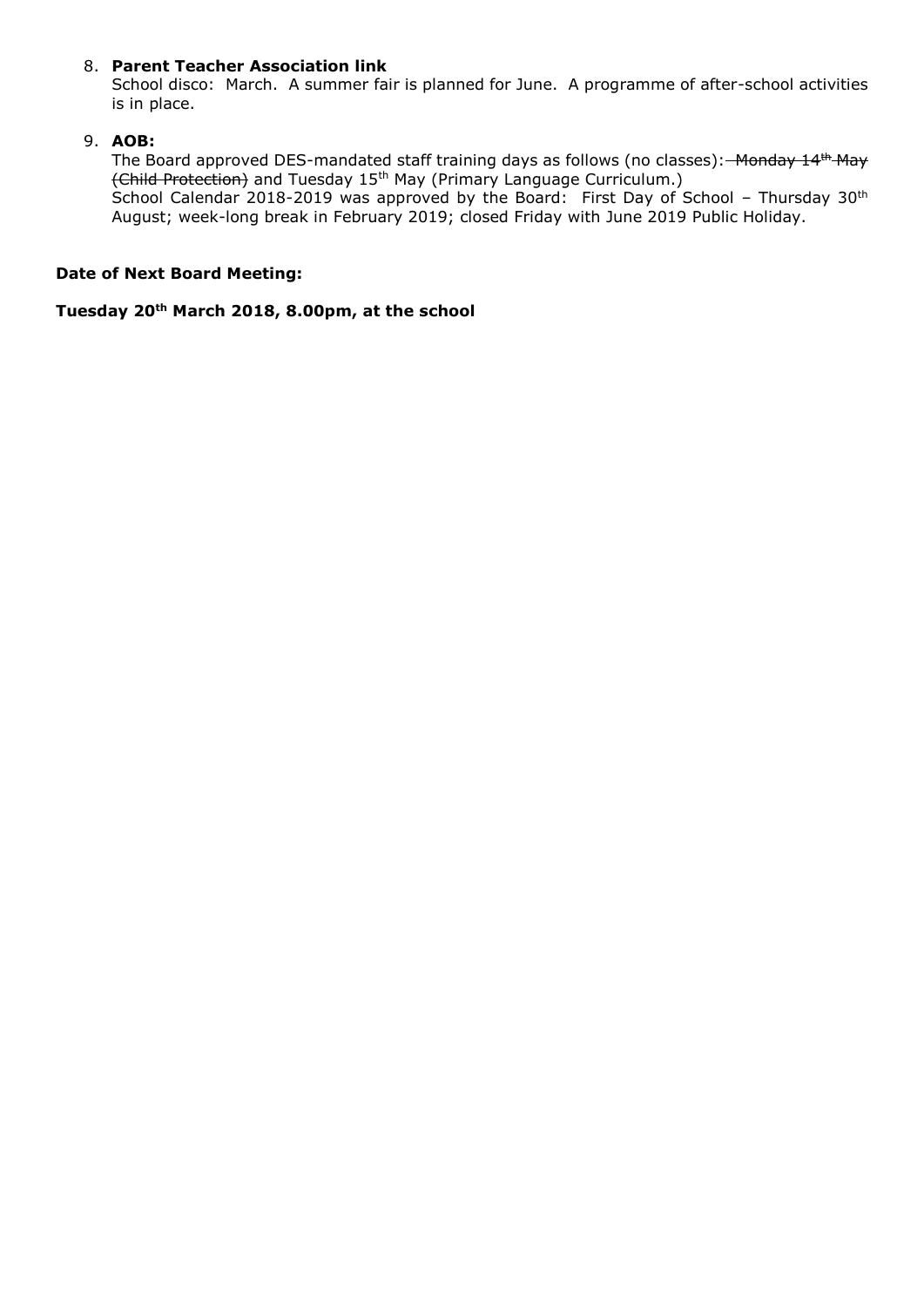8. **Parent Teacher Association link**
   School disco: March. A summer fair is planned for June. A programme of after-school activities is in place.

9. **AOB:**
   The Board approved DES-mandated staff training days as follows (no classes): ~~Monday 14th May (Child Protection)~~ and Tuesday 15th May (Primary Language Curriculum.)
   School Calendar 2018-2019 was approved by the Board: First Day of School – Thursday 30th August; week-long break in February 2019; closed Friday with June 2019 Public Holiday.

**Date of Next Board Meeting:**

**Tuesday 20th March 2018, 8.00pm, at the school**